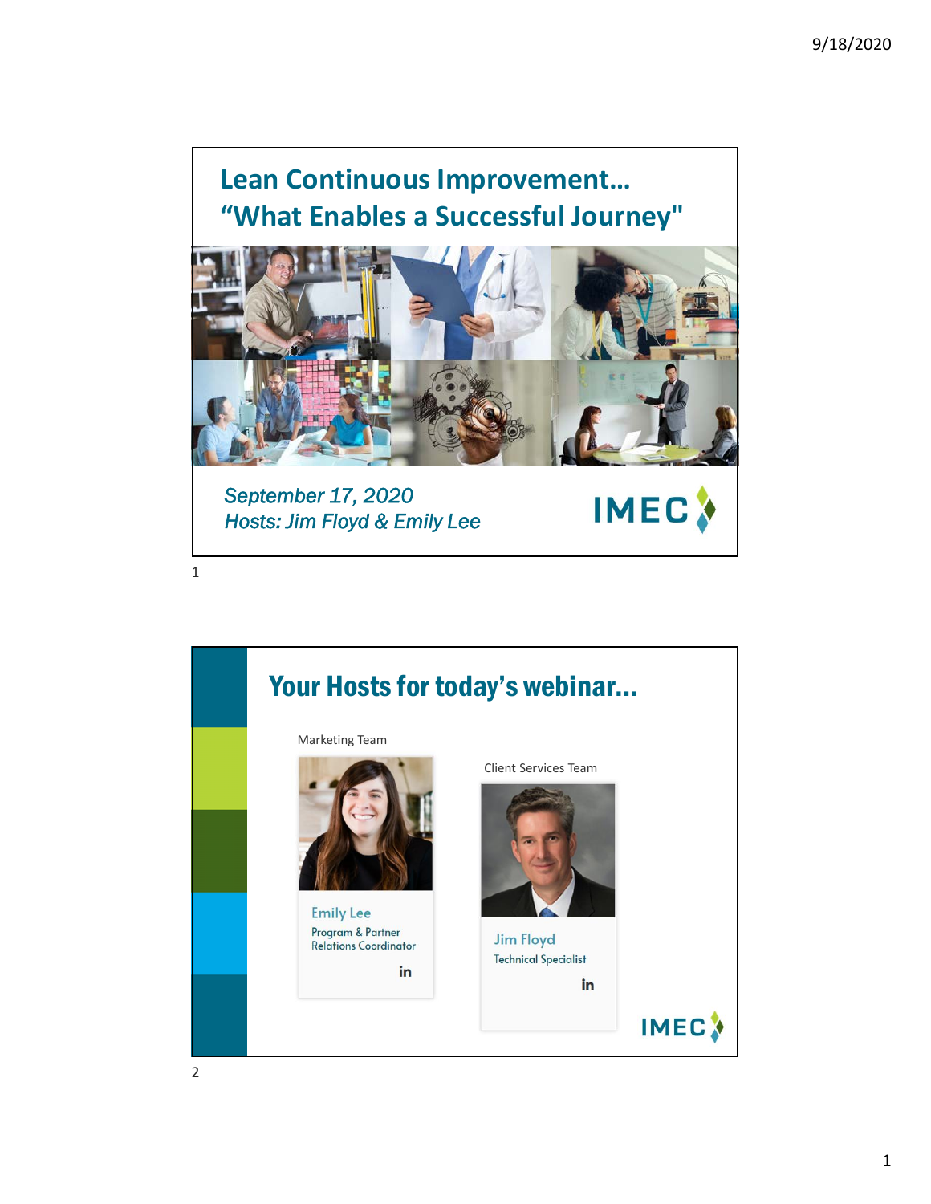# Lean Continuous Improvement…
# "What Enables a Successful Journey"

*September 17, 2020*
*Hosts: Jim Floyd & Emily Lee*

IMEC

## Your Hosts for today's webinar…

Marketing Team

**Emily Lee**
Program & Partner Relations Coordinator

Client Services Team

**Jim Floyd**
Technical Specialist

IMEC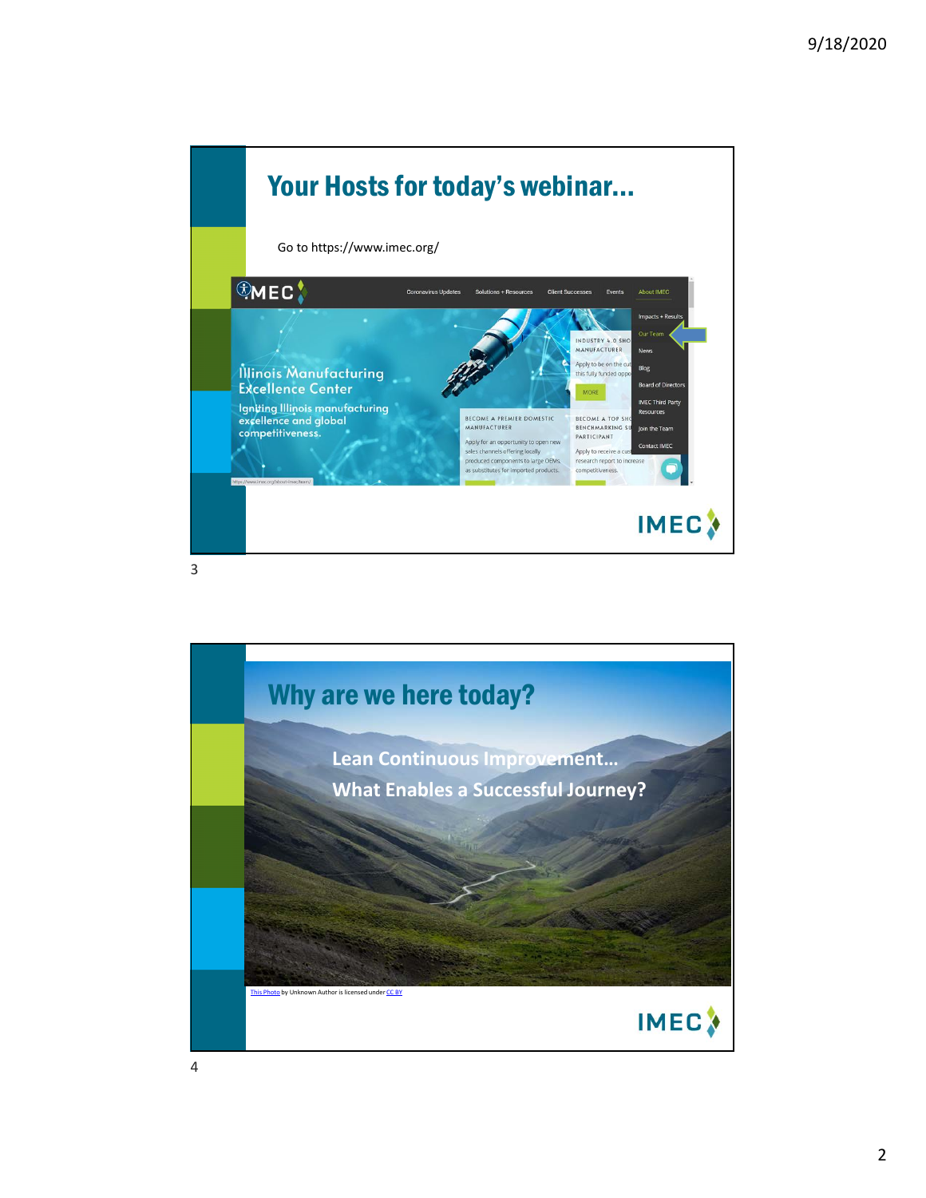## Your Hosts for today's webinar…

Go to https://www.imec.org/

## Why are we here today?

**Lean Continuous Improvement…**

**What Enables a Successful Journey?**

This Photo by Unknown Author is licensed under CC BY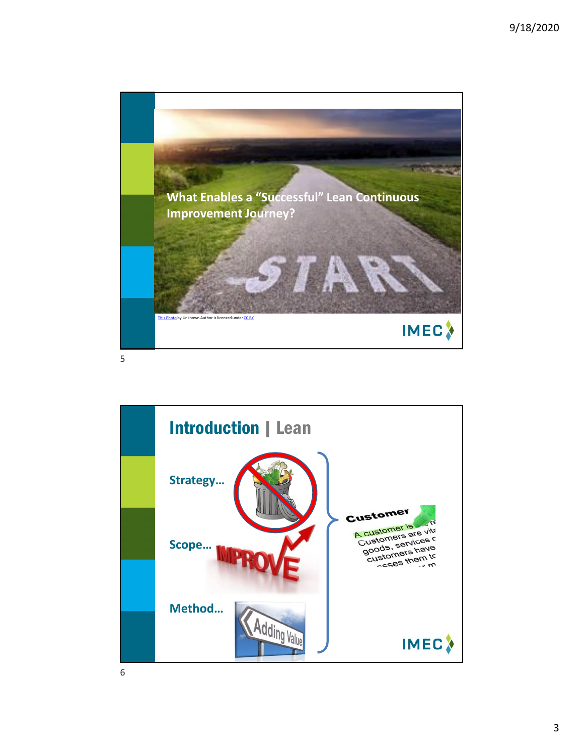## What Enables a "Successful" Lean Continuous Improvement Journey?

This Photo by Unknown Author is licensed under CC BY

IMEC

## Introduction | Lean

**Strategy…**

**Scope…**

**Method…**

IMEC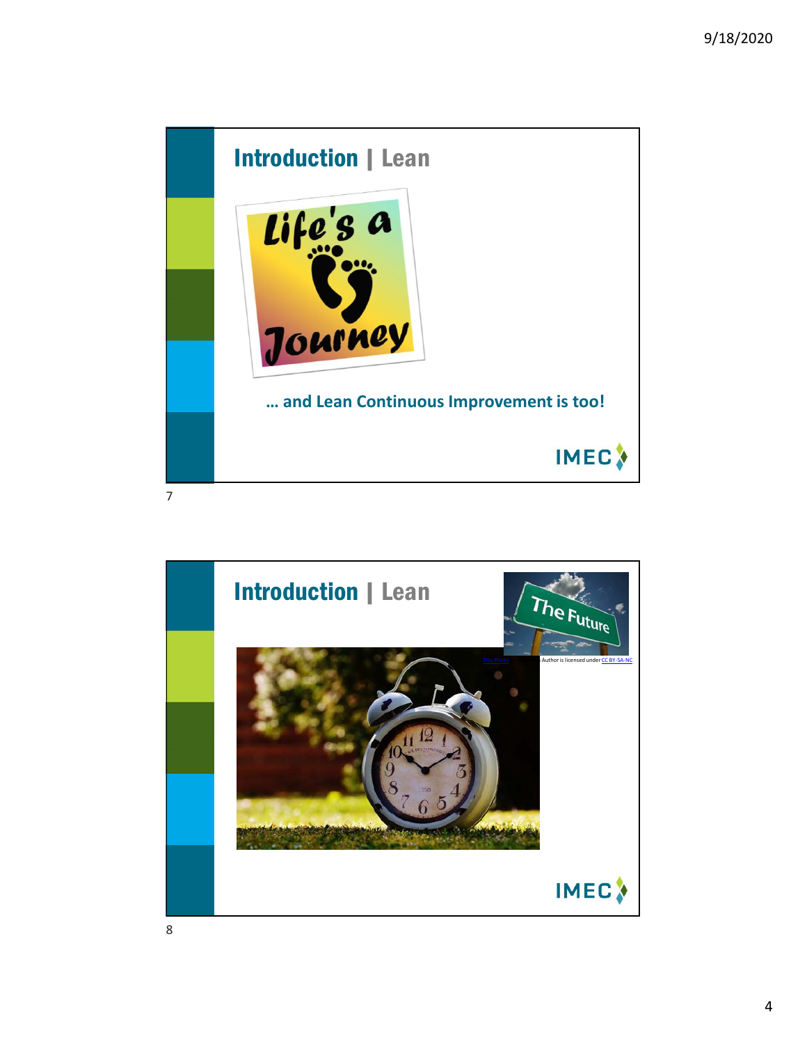## Introduction | Lean

Life's a Journey

… and Lean Continuous Improvement is too!

IMEC

## Introduction | Lean

The Future

This Photo by Unknown Author is licensed under CC BY-SA-NC

IMEC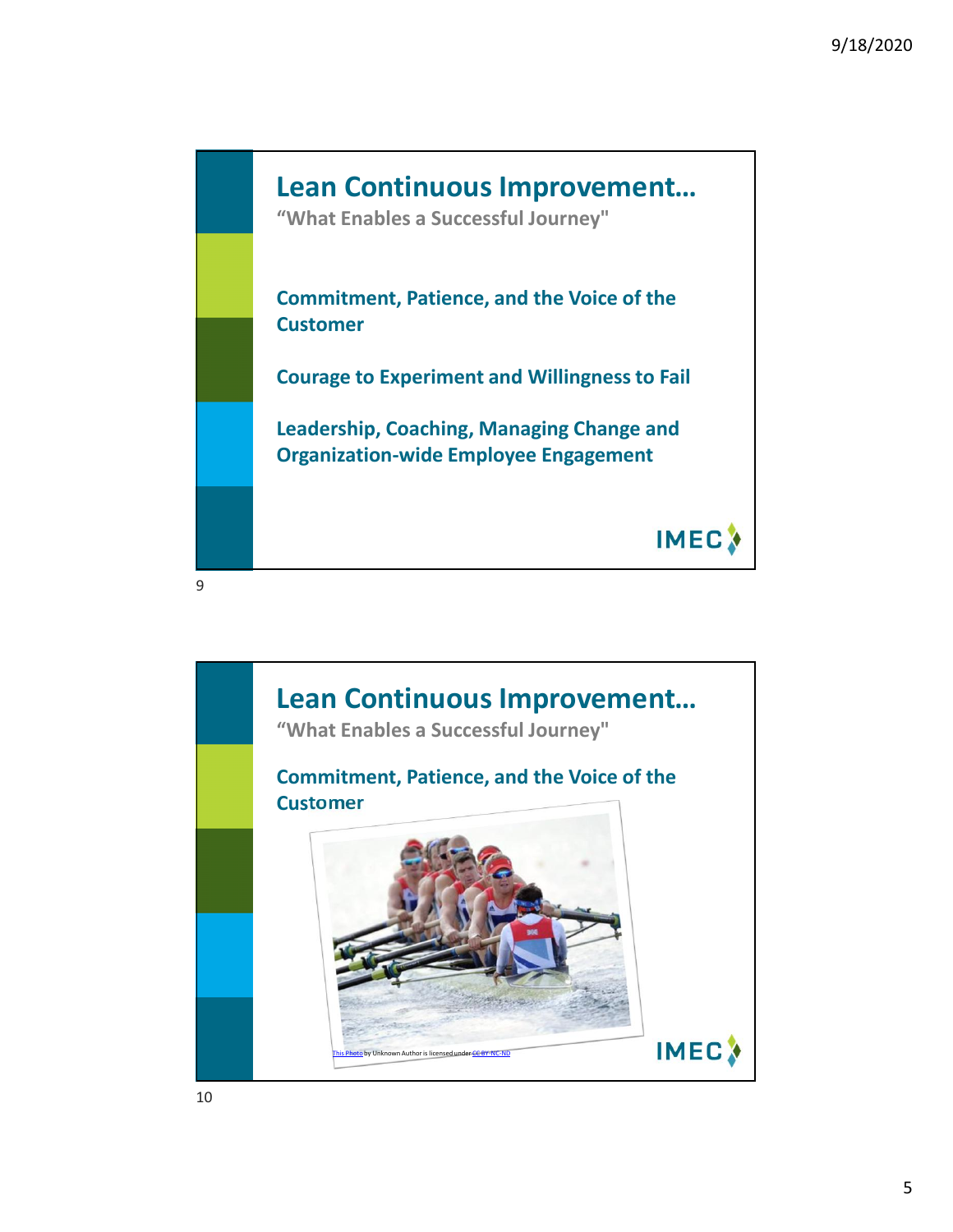## Lean Continuous Improvement…

**"What Enables a Successful Journey"**

**Commitment, Patience, and the Voice of the Customer**

**Courage to Experiment and Willingness to Fail**

**Leadership, Coaching, Managing Change and Organization-wide Employee Engagement**

IMEC

## Lean Continuous Improvement…

**"What Enables a Successful Journey"**

**Commitment, Patience, and the Voice of the Customer**

This Photo by Unknown Author is licensed under CC BY-NC-ND

IMEC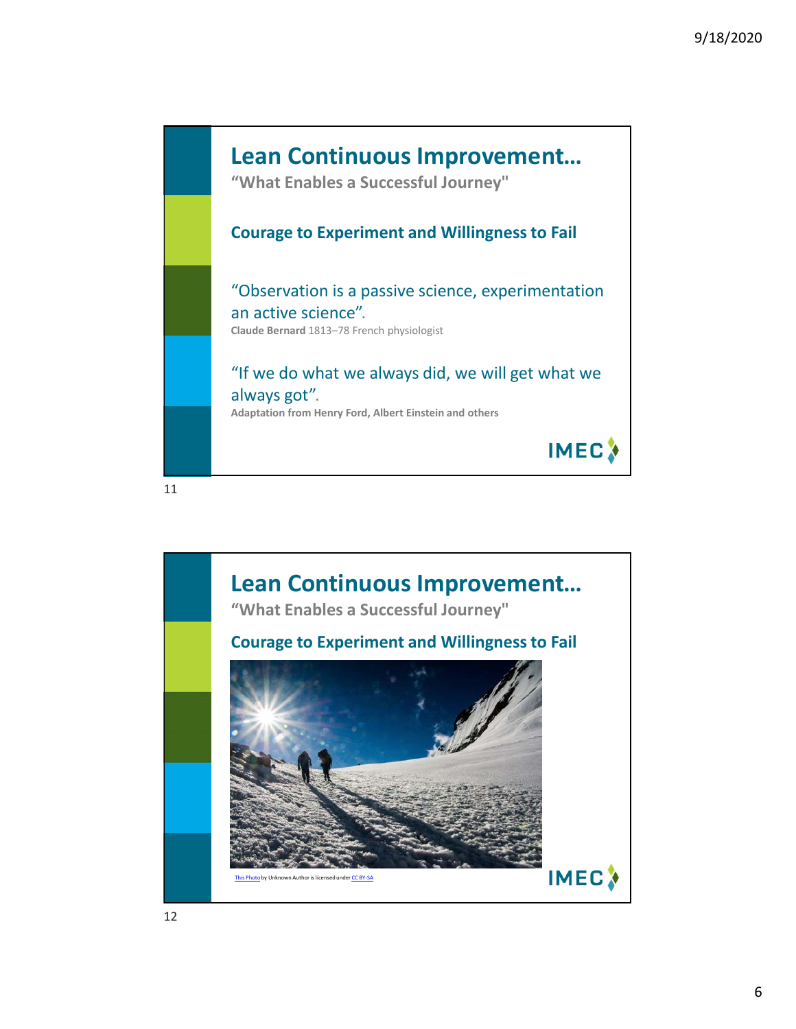## Lean Continuous Improvement…

**"What Enables a Successful Journey"**

**Courage to Experiment and Willingness to Fail**

"Observation is a passive science, experimentation an active science".

**Claude Bernard** 1813–78 French physiologist

"If we do what we always did, we will get what we always got".

**Adaptation from Henry Ford, Albert Einstein and others**

IMEC

11

## Lean Continuous Improvement…

**"What Enables a Successful Journey"**

**Courage to Experiment and Willingness to Fail**

This Photo by Unknown Author is licensed under CC BY-SA

IMEC

12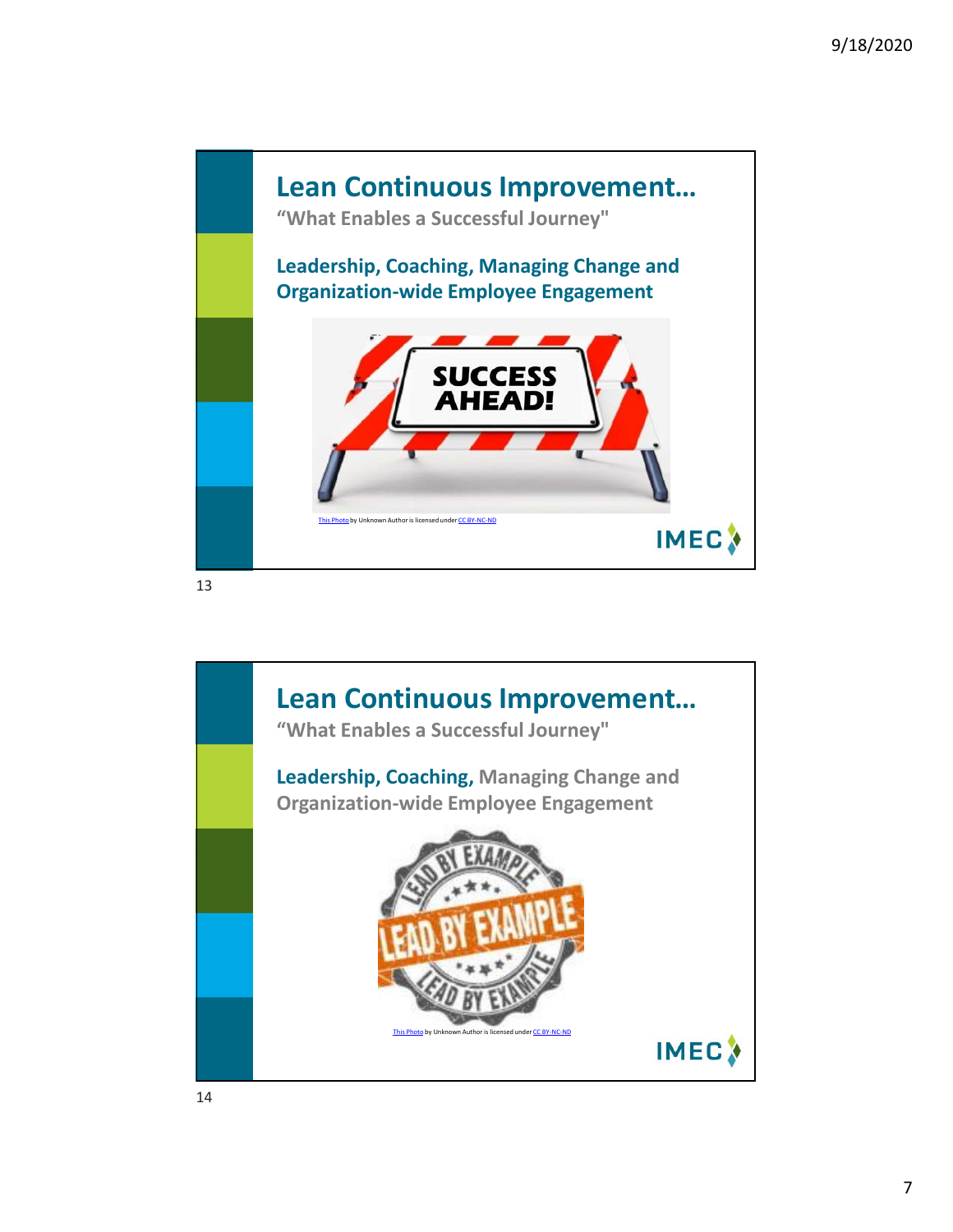## Lean Continuous Improvement…

"What Enables a Successful Journey"

**Leadership, Coaching, Managing Change and Organization-wide Employee Engagement**

This Photo by Unknown Author is licensed under CC BY-NC-ND

IMEC

## Lean Continuous Improvement…

"What Enables a Successful Journey"

**Leadership, Coaching,** Managing Change and Organization-wide Employee Engagement

This Photo by Unknown Author is licensed under CC BY-NC-ND

IMEC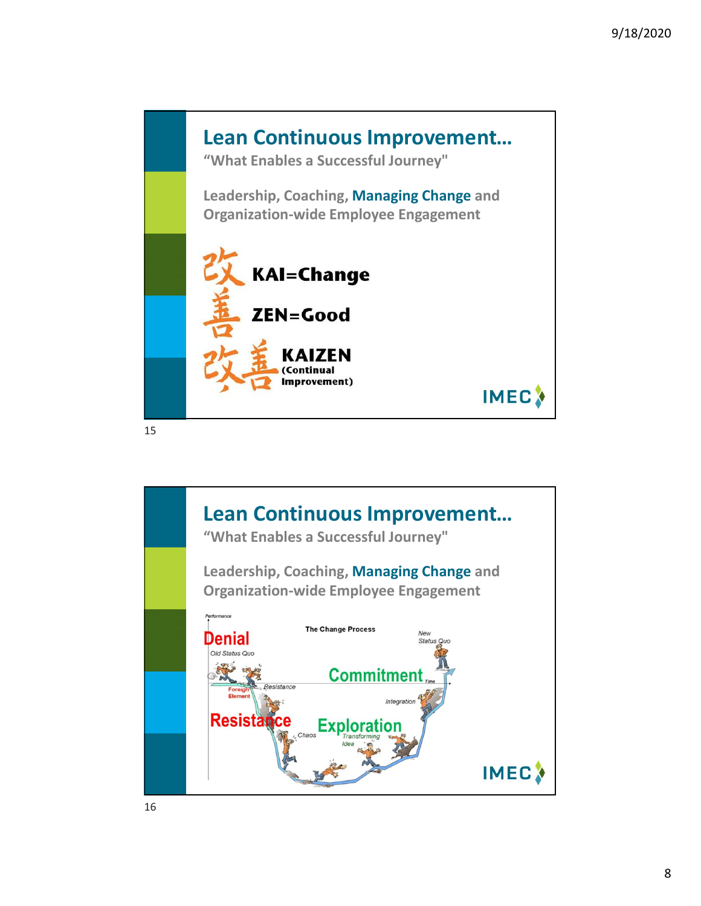## Lean Continuous Improvement…

**"What Enables a Successful Journey"**

**Leadership, Coaching, Managing Change and Organization-wide Employee Engagement**

改 **KAI=Change**

善 **ZEN=Good**

改善 **KAIZEN (Continual Improvement)**

IMEC

## Lean Continuous Improvement…

**"What Enables a Successful Journey"**

**Leadership, Coaching, Managing Change and Organization-wide Employee Engagement**

The Change Process

Performance

Denial

Old Status Quo

Foreign Element

Resistance

Resistance

Chaos

Exploration

Transforming Idea

Integration

Commitment

Time

New Status Quo

IMEC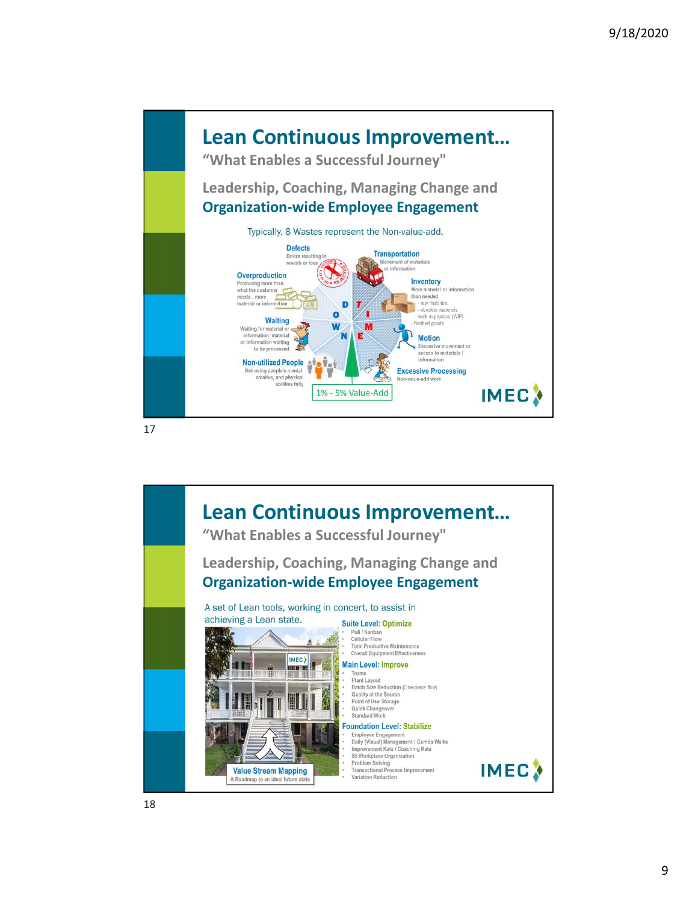## Lean Continuous Improvement…

"What Enables a Successful Journey"

Leadership, Coaching, Managing Change and **Organization-wide Employee Engagement**

Typically, 8 Wastes represent the Non-value-add.

- **Defects** – Errors resulting in rework or loss
- **Transportation** – Movement of materials or information
- **Inventory** – More material or information than needed
  - raw materials
  - obsolete materials
  - work-in-process (WIP)
  - finished goods
- **Motion** – Excessive movement or access to materials / information
- **Excessive Processing** – Non-value-add work
- **Non-utilized People** – Not using people's mental, creative, and physical abilities fully
- **Waiting** – Waiting for material or information; material or information waiting to be processed
- **Overproduction** – Producing more than what the customer needs…more material or information

D T I M E W O N

1% - 5% Value-Add

IMEC

## Lean Continuous Improvement…

"What Enables a Successful Journey"

Leadership, Coaching, Managing Change and **Organization-wide Employee Engagement**

A set of Lean tools, working in concert, to assist in achieving a Lean state.

**Suite Level: Optimize**
- Pull / Kanban
- Cellular Flow
- Total Productive Maintenance
- Overall Equipment Effectiveness

**Main Level: Improve**
- Teams
- Plant Layout
- Batch Size Reduction (One-piece flow)
- Quality at the Source
- Point of Use Storage
- Quick Changeover
- Standard Work

**Foundation Level: Stabilize**
- Employee Engagement
- Daily (Visual) Management / Gemba Walks
- Improvement Kata / Coaching Kata
- 5S Workplace Organization
- Problem Solving
- Transactional Process Improvement
- Variation Reduction

Value Stream Mapping
A Roadmap to an ideal future state

IMEC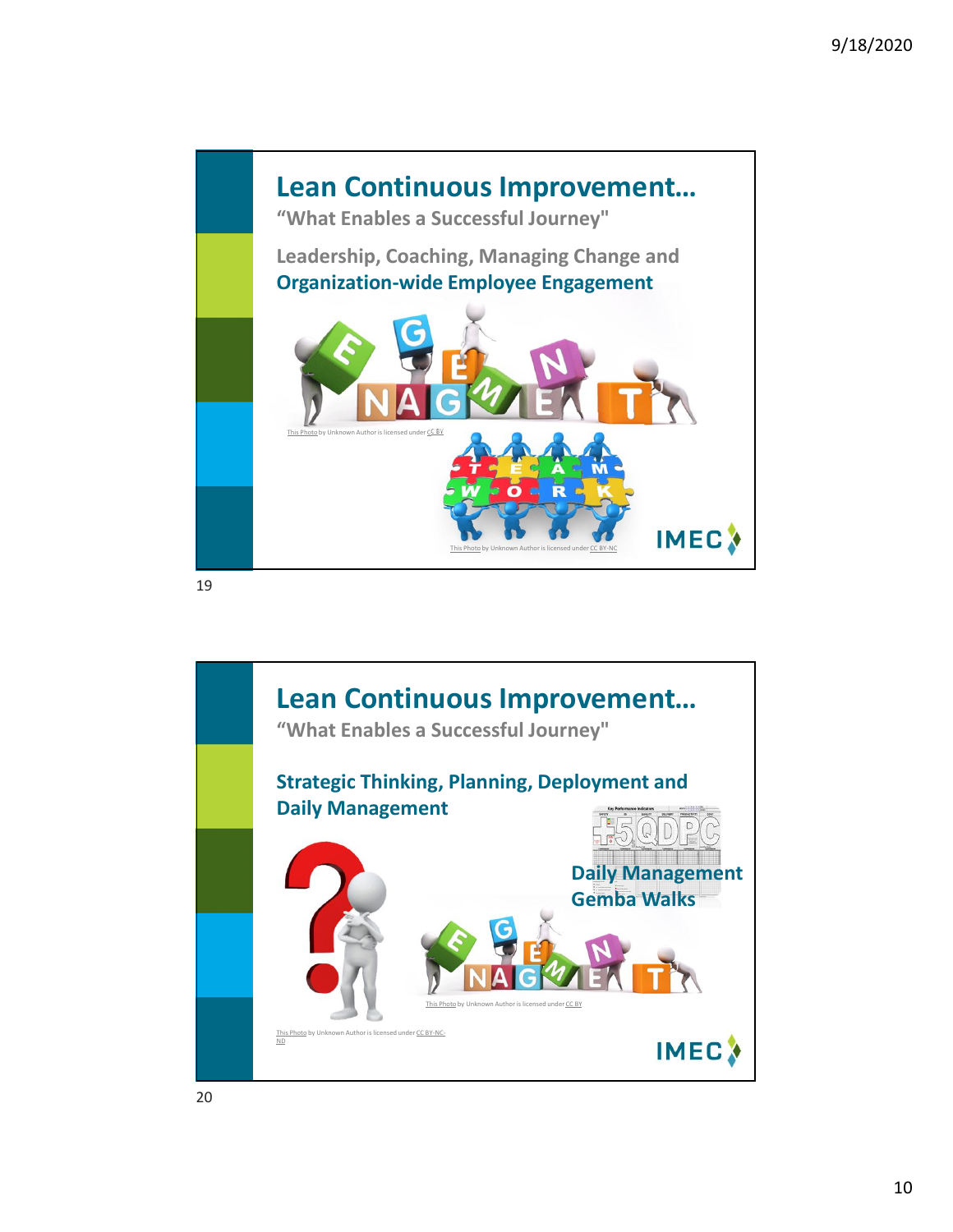## Lean Continuous Improvement…

**"What Enables a Successful Journey"**

**Leadership, Coaching, Managing Change and Organization-wide Employee Engagement**

This Photo by Unknown Author is licensed under CC BY

This Photo by Unknown Author is licensed under CC BY-NC

IMEC

## Lean Continuous Improvement…

**"What Enables a Successful Journey"**

**Strategic Thinking, Planning, Deployment and Daily Management**

**Daily Management**
**Gemba Walks**

This Photo by Unknown Author is licensed under CC BY

This Photo by Unknown Author is licensed under CC BY-NC-ND

IMEC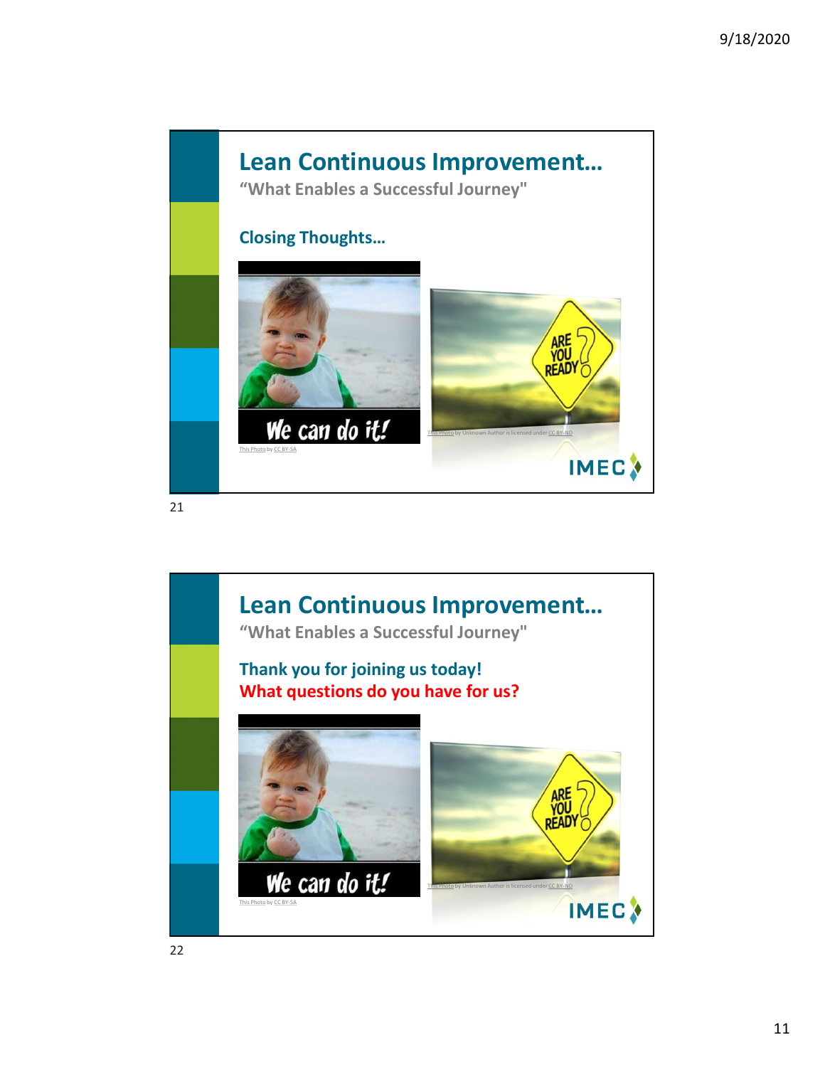## Lean Continuous Improvement…

**"What Enables a Successful Journey"**

### Closing Thoughts…

We can do it!

This Photo by CC BY-SA

ARE YOU READY?

This Photo by Unknown Author is licensed under CC BY-ND

IMEC

21

## Lean Continuous Improvement…

**"What Enables a Successful Journey"**

### Thank you for joining us today!
### What questions do you have for us?

We can do it!

This Photo by CC BY-SA

ARE YOU READY?

This Photo by Unknown Author is licensed under CC BY-ND

IMEC

22